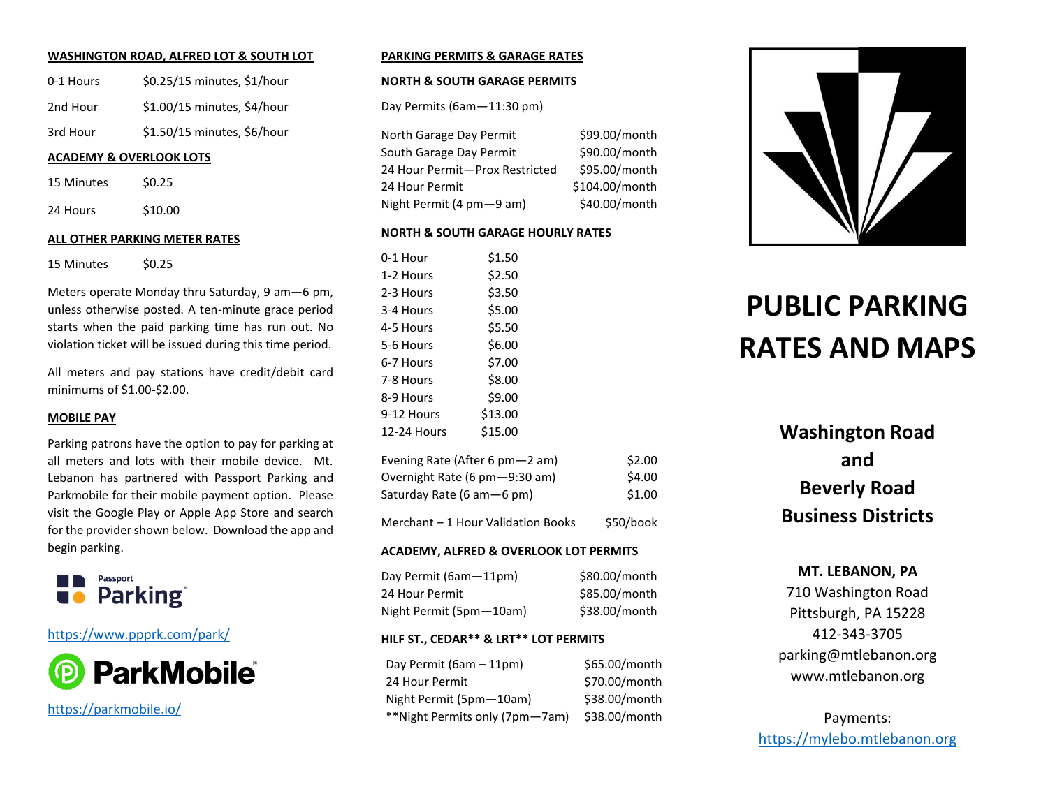## WASHINGTON ROAD, ALFRED LOT & SOUTH LOT

| | |
|---|---|
| 0-1 Hours | \$0.25/15 minutes, \$1/hour |
| 2nd Hour | \$1.00/15 minutes, \$4/hour |
| 3rd Hour | \$1.50/15 minutes, \$6/hour |

## ACADEMY & OVERLOOK LOTS

| | |
|---|---|
| 15 Minutes | \$0.25 |
| 24 Hours | \$10.00 |

## ALL OTHER PARKING METER RATES

| | |
|---|---|
| 15 Minutes | \$0.25 |

Meters operate Monday thru Saturday, 9 am—6 pm, unless otherwise posted. A ten-minute grace period starts when the paid parking time has run out. No violation ticket will be issued during this time period.

All meters and pay stations have credit/debit card minimums of \$1.00-\$2.00.

## MOBILE PAY

Parking patrons have the option to pay for parking at all meters and lots with their mobile device. Mt. Lebanon has partnered with Passport Parking and Parkmobile for their mobile payment option. Please visit the Google Play or Apple App Store and search for the provider shown below. Download the app and begin parking.

Passport Parking

https://www.ppprk.com/park/

ParkMobile

https://parkmobile.io/

## PARKING PERMITS & GARAGE RATES

### NORTH & SOUTH GARAGE PERMITS

Day Permits (6am—11:30 pm)

| | |
|---|---|
| North Garage Day Permit | \$99.00/month |
| South Garage Day Permit | \$90.00/month |
| 24 Hour Permit—Prox Restricted | \$95.00/month |
| 24 Hour Permit | \$104.00/month |
| Night Permit (4 pm—9 am) | \$40.00/month |

### NORTH & SOUTH GARAGE HOURLY RATES

| | |
|---|---|
| 0-1 Hour | \$1.50 |
| 1-2 Hours | \$2.50 |
| 2-3 Hours | \$3.50 |
| 3-4 Hours | \$5.00 |
| 4-5 Hours | \$5.50 |
| 5-6 Hours | \$6.00 |
| 6-7 Hours | \$7.00 |
| 7-8 Hours | \$8.00 |
| 8-9 Hours | \$9.00 |
| 9-12 Hours | \$13.00 |
| 12-24 Hours | \$15.00 |

| | |
|---|---|
| Evening Rate (After 6 pm—2 am) | \$2.00 |
| Overnight Rate (6 pm—9:30 am) | \$4.00 |
| Saturday Rate (6 am—6 pm) | \$1.00 |
| Merchant – 1 Hour Validation Books | \$50/book |

### ACADEMY, ALFRED & OVERLOOK LOT PERMITS

| | |
|---|---|
| Day Permit (6am—11pm) | \$80.00/month |
| 24 Hour Permit | \$85.00/month |
| Night Permit (5pm—10am) | \$38.00/month |

### HILF ST., CEDAR** & LRT** LOT PERMITS

| | |
|---|---|
| Day Permit (6am – 11pm) | \$65.00/month |
| 24 Hour Permit | \$70.00/month |
| Night Permit (5pm—10am) | \$38.00/month |
| **Night Permits only (7pm—7am) | \$38.00/month |

# PUBLIC PARKING RATES AND MAPS

## Washington Road and Beverly Road Business Districts

**MT. LEBANON, PA**
710 Washington Road
Pittsburgh, PA 15228
412-343-3705
parking@mtlebanon.org
www.mtlebanon.org

Payments:
https://mylebo.mtlebanon.org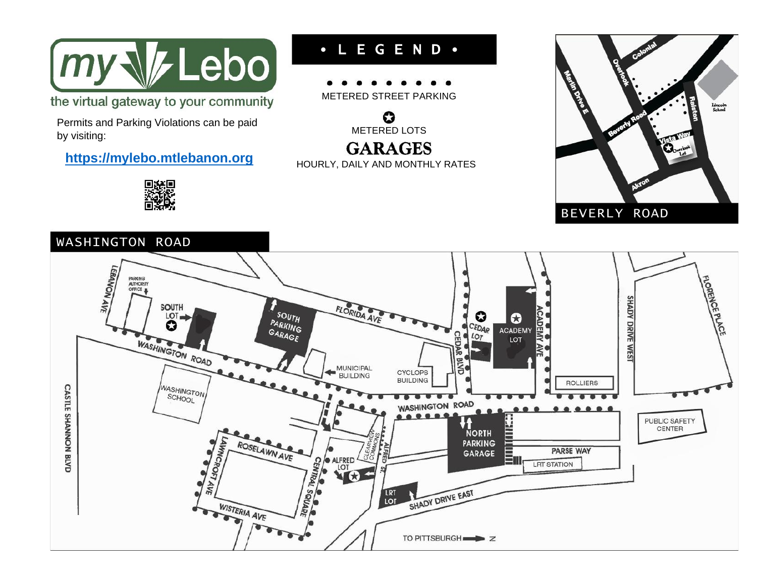myLebo

the virtual gateway to your community

Permits and Parking Violations can be paid by visiting:

**https://mylebo.mtlebanon.org**

# • LEGEND •

METERED STREET PARKING

METERED LOTS

**GARAGES**

HOURLY, DAILY AND MONTHLY RATES

## BEVERLY ROAD

Colonial
Overlook
Marlin Drive E
Beverly Road
Ralston
Lincoln School
Vista Way
Overlook Lot
Akron

## WASHINGTON ROAD

LEBANON AVE
PARKING AUTHORITY OFFICE
SOUTH LOT
SOUTH PARKING GARAGE
FLORIDA AVE
WASHINGTON ROAD
MUNICIPAL BUILDING
CYCLOPS BUILDING
CEDAR BLVD
CEDAR LOT
ACADEMY LOT
ACADEMY AVE
SHADY DRIVE WEST
FLORENCE PLACE
ROLLIERS
PUBLIC SAFETY CENTER
WASHINGTON SCHOOL
CASTLE SHANNON BLVD
ROSELAWN AVE
LAWNCROFT AVE
WISTERIA AVE
CENTRAL SQUARE
ALFRED LOT
CLEARVIEW COMMONS
ALFRED ST.
NORTH PARKING GARAGE
PARSE WAY
LRT STATION
LRT LOT
SHADY DRIVE EAST
TO PITTSBURGH
N